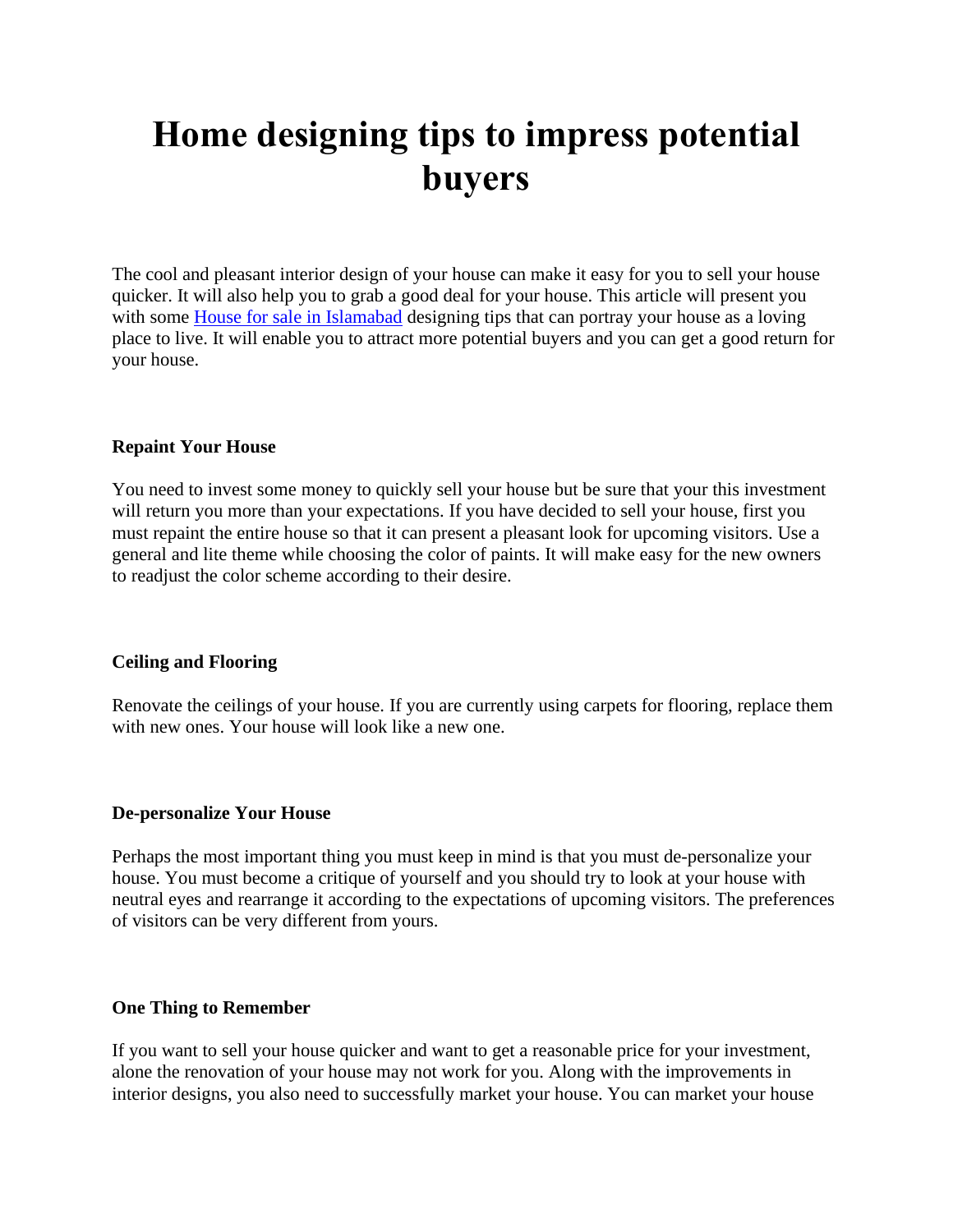# Home designing tips to impress potential buyers

The cool and pleasant interior design of your house can make it easy for you to sell your house quicker. It will also help you to grab a good deal for your house. This article will present you with some [House for sale in Islamabad]() designing tips that can portray your house as a loving place to live. It will enable you to attract more potential buyers and you can get a good return for your house.

**Repaint Your House**

You need to invest some money to quickly sell your house but be sure that your this investment will return you more than your expectations. If you have decided to sell your house, first you must repaint the entire house so that it can present a pleasant look for upcoming visitors. Use a general and lite theme while choosing the color of paints. It will make easy for the new owners to readjust the color scheme according to their desire.

**Ceiling and Flooring**

Renovate the ceilings of your house. If you are currently using carpets for flooring, replace them with new ones. Your house will look like a new one.

**De-personalize Your House**

Perhaps the most important thing you must keep in mind is that you must de-personalize your house. You must become a critique of yourself and you should try to look at your house with neutral eyes and rearrange it according to the expectations of upcoming visitors. The preferences of visitors can be very different from yours.

**One Thing to Remember**

If you want to sell your house quicker and want to get a reasonable price for your investment, alone the renovation of your house may not work for you. Along with the improvements in interior designs, you also need to successfully market your house. You can market your house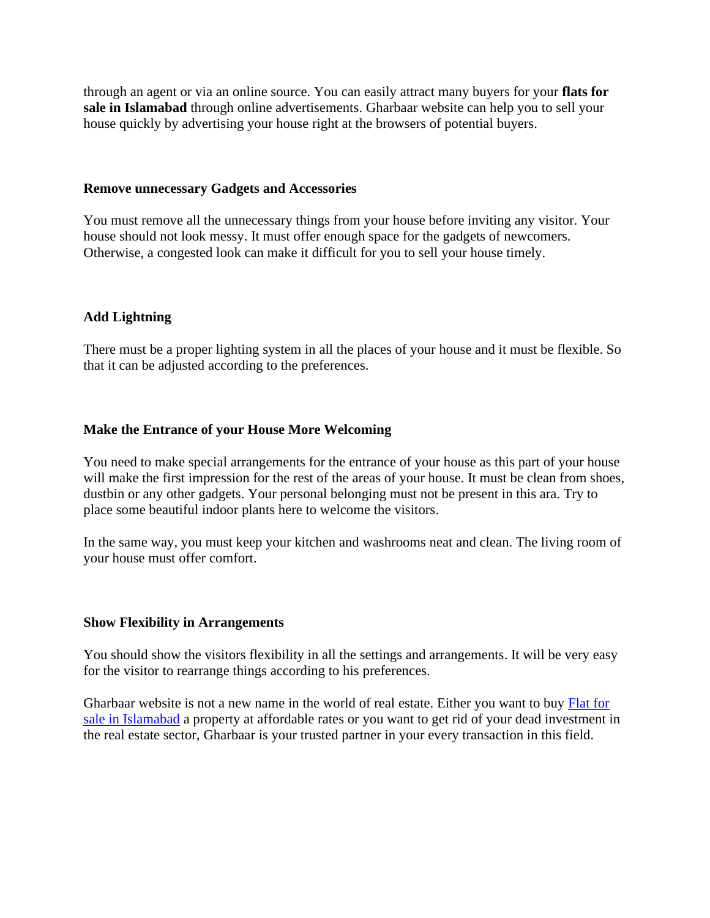through an agent or via an online source. You can easily attract many buyers for your **flats for sale in Islamabad** through online advertisements. Gharbaar website can help you to sell your house quickly by advertising your house right at the browsers of potential buyers.

**Remove unnecessary Gadgets and Accessories**

You must remove all the unnecessary things from your house before inviting any visitor. Your house should not look messy. It must offer enough space for the gadgets of newcomers. Otherwise, a congested look can make it difficult for you to sell your house timely.

**Add Lightning**

There must be a proper lighting system in all the places of your house and it must be flexible. So that it can be adjusted according to the preferences.

**Make the Entrance of your House More Welcoming**

You need to make special arrangements for the entrance of your house as this part of your house will make the first impression for the rest of the areas of your house. It must be clean from shoes, dustbin or any other gadgets. Your personal belonging must not be present in this ara. Try to place some beautiful indoor plants here to welcome the visitors.

In the same way, you must keep your kitchen and washrooms neat and clean. The living room of your house must offer comfort.

**Show Flexibility in Arrangements**

You should show the visitors flexibility in all the settings and arrangements. It will be very easy for the visitor to rearrange things according to his preferences.

Gharbaar website is not a new name in the world of real estate. Either you want to buy Flat for sale in Islamabad a property at affordable rates or you want to get rid of your dead investment in the real estate sector, Gharbaar is your trusted partner in your every transaction in this field.